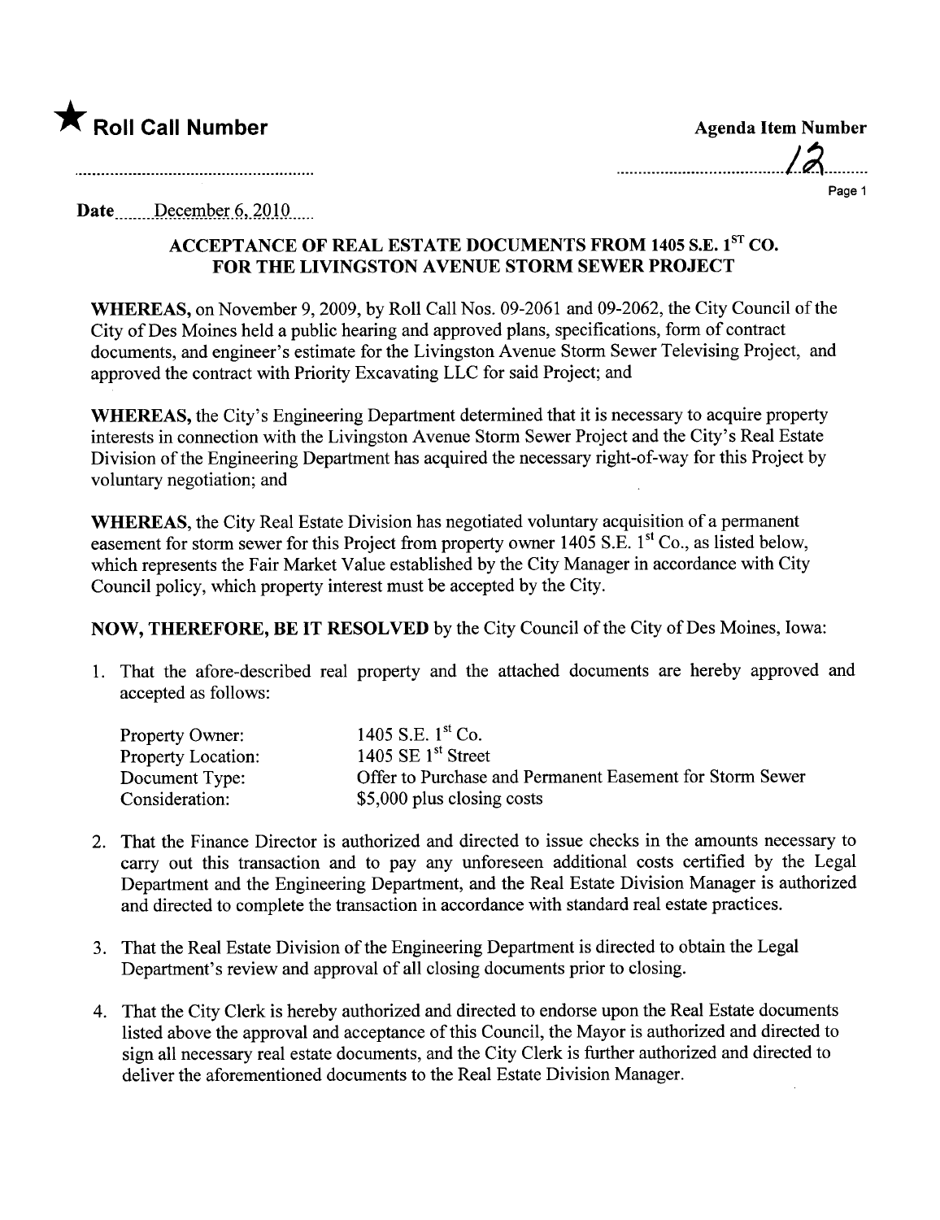★ **Roll Call Number**

**Agenda Item Number**

12

**Date** December 6, 2010

## ACCEPTANCE OF REAL ESTATE DOCUMENTS FROM 1405 S.E. 1ST CO. FOR THE LIVINGSTON AVENUE STORM SEWER PROJECT

**WHEREAS,** on November 9, 2009, by Roll Call Nos. 09-2061 and 09-2062, the City Council of the City of Des Moines held a public hearing and approved plans, specifications, form of contract documents, and engineer's estimate for the Livingston Avenue Storm Sewer Televising Project, and approved the contract with Priority Excavating LLC for said Project; and

**WHEREAS,** the City's Engineering Department determined that it is necessary to acquire property interests in connection with the Livingston Avenue Storm Sewer Project and the City's Real Estate Division of the Engineering Department has acquired the necessary right-of-way for this Project by voluntary negotiation; and

**WHEREAS,** the City Real Estate Division has negotiated voluntary acquisition of a permanent easement for storm sewer for this Project from property owner 1405 S.E. 1st Co., as listed below, which represents the Fair Market Value established by the City Manager in accordance with City Council policy, which property interest must be accepted by the City.

**NOW, THEREFORE, BE IT RESOLVED** by the City Council of the City of Des Moines, Iowa:

1. That the afore-described real property and the attached documents are hereby approved and accepted as follows:

| | |
|---|---|
| Property Owner: | 1405 S.E. 1st Co. |
| Property Location: | 1405 SE 1st Street |
| Document Type: | Offer to Purchase and Permanent Easement for Storm Sewer |
| Consideration: | $5,000 plus closing costs |

2. That the Finance Director is authorized and directed to issue checks in the amounts necessary to carry out this transaction and to pay any unforeseen additional costs certified by the Legal Department and the Engineering Department, and the Real Estate Division Manager is authorized and directed to complete the transaction in accordance with standard real estate practices.

3. That the Real Estate Division of the Engineering Department is directed to obtain the Legal Department's review and approval of all closing documents prior to closing.

4. That the City Clerk is hereby authorized and directed to endorse upon the Real Estate documents listed above the approval and acceptance of this Council, the Mayor is authorized and directed to sign all necessary real estate documents, and the City Clerk is further authorized and directed to deliver the aforementioned documents to the Real Estate Division Manager.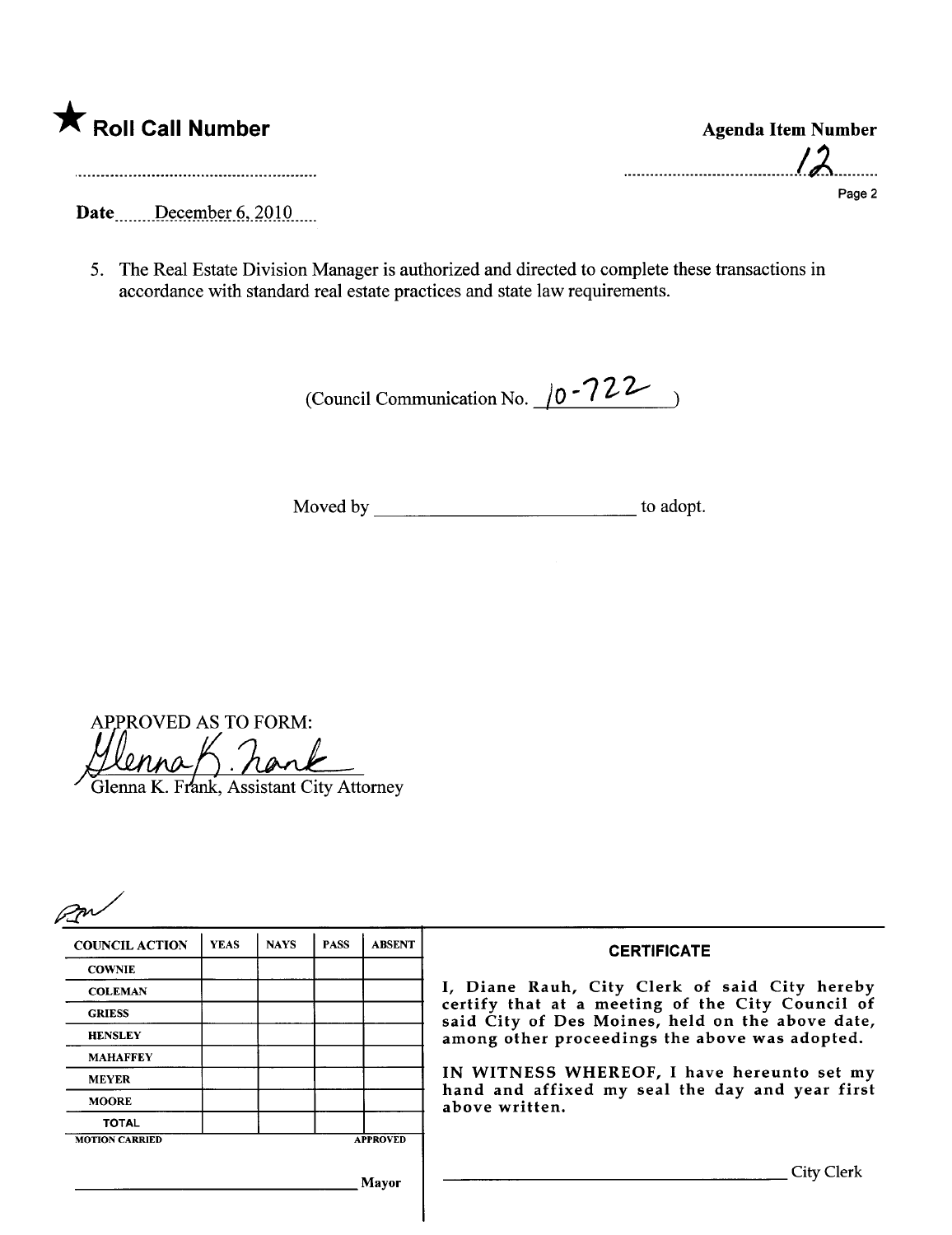★ **Roll Call Number**

**Agenda Item Number**

12

**Date** December 6, 2010

5. The Real Estate Division Manager is authorized and directed to complete these transactions in accordance with standard real estate practices and state law requirements.

(Council Communication No. 10-722 )

Moved by \_\_\_\_\_\_\_\_\_\_\_\_\_\_\_\_\_\_\_\_\_\_\_\_\_\_ to adopt.

APPROVED AS TO FORM:

Glenna K. Frank, Assistant City Attorney

| COUNCIL ACTION | YEAS | NAYS | PASS | ABSENT |
|---|---|---|---|---|
| COWNIE | | | | |
| COLEMAN | | | | |
| GRIESS | | | | |
| HENSLEY | | | | |
| MAHAFFEY | | | | |
| MEYER | | | | |
| MOORE | | | | |
| TOTAL | | | | |
| MOTION CARRIED | | | | APPROVED |

\_\_\_\_\_\_\_\_\_\_\_\_\_\_\_\_\_\_\_\_\_\_\_\_\_\_ Mayor

**CERTIFICATE**

I, Diane Rauh, City Clerk of said City hereby certify that at a meeting of the City Council of said City of Des Moines, held on the above date, among other proceedings the above was adopted.

IN WITNESS WHEREOF, I have hereunto set my hand and affixed my seal the day and year first above written.

\_\_\_\_\_\_\_\_\_\_\_\_\_\_\_\_\_\_\_\_\_\_\_\_\_\_ City Clerk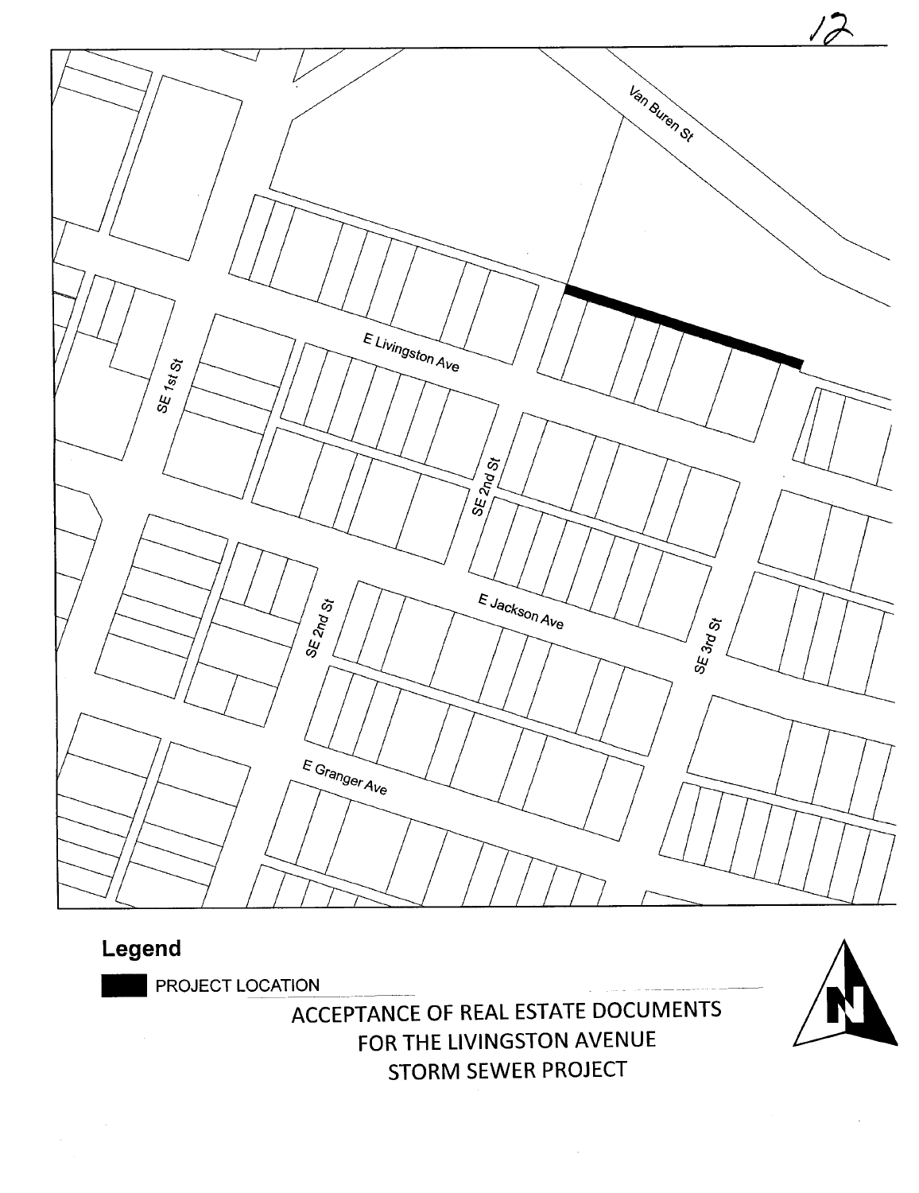Van Buren St

E Livingston Ave

SE 1st St

SE 2nd St

E Jackson Ave

SE 2nd St

SE 3rd St

E Granger Ave

**Legend**

PROJECT LOCATION

ACCEPTANCE OF REAL ESTATE DOCUMENTS
FOR THE LIVINGSTON AVENUE
STORM SEWER PROJECT